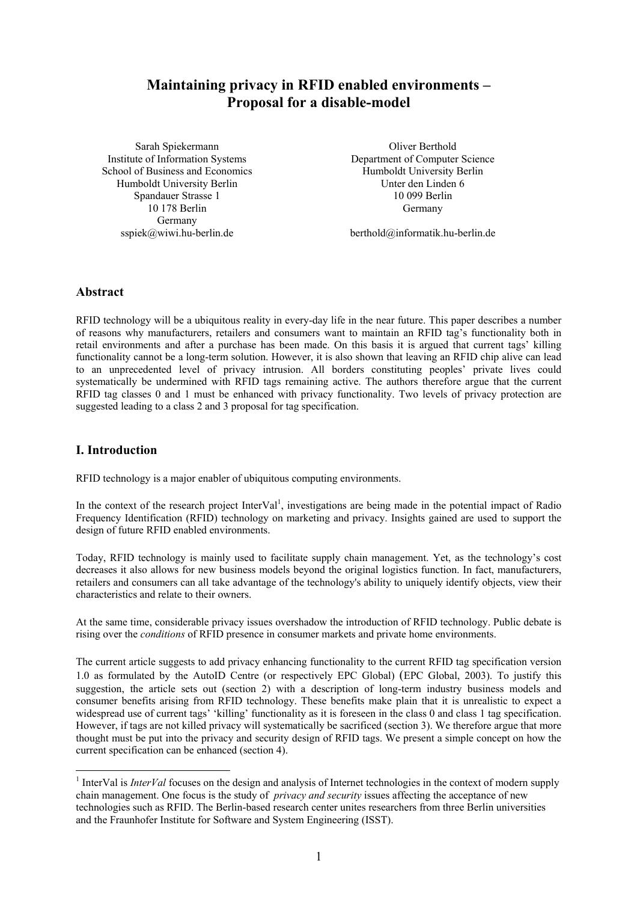# Maintaining privacy in RFID enabled environments – Proposal for a disable-model

Sarah Spiekermann
Institute of Information Systems
School of Business and Economics
Humboldt University Berlin
Spandauer Strasse 1
10 178 Berlin
Germany
sspiek@wiwi.hu-berlin.de

Oliver Berthold
Department of Computer Science
Humboldt University Berlin
Unter den Linden 6
10 099 Berlin
Germany
berthold@informatik.hu-berlin.de

## Abstract

RFID technology will be a ubiquitous reality in every-day life in the near future. This paper describes a number of reasons why manufacturers, retailers and consumers want to maintain an RFID tag's functionality both in retail environments and after a purchase has been made. On this basis it is argued that current tags' killing functionality cannot be a long-term solution. However, it is also shown that leaving an RFID chip alive can lead to an unprecedented level of privacy intrusion. All borders constituting peoples' private lives could systematically be undermined with RFID tags remaining active. The authors therefore argue that the current RFID tag classes 0 and 1 must be enhanced with privacy functionality. Two levels of privacy protection are suggested leading to a class 2 and 3 proposal for tag specification.

## I. Introduction

RFID technology is a major enabler of ubiquitous computing environments.

In the context of the research project InterVal[1], investigations are being made in the potential impact of Radio Frequency Identification (RFID) technology on marketing and privacy. Insights gained are used to support the design of future RFID enabled environments.

Today, RFID technology is mainly used to facilitate supply chain management. Yet, as the technology's cost decreases it also allows for new business models beyond the original logistics function. In fact, manufacturers, retailers and consumers can all take advantage of the technology's ability to uniquely identify objects, view their characteristics and relate to their owners.

At the same time, considerable privacy issues overshadow the introduction of RFID technology. Public debate is rising over the *conditions* of RFID presence in consumer markets and private home environments.

The current article suggests to add privacy enhancing functionality to the current RFID tag specification version 1.0 as formulated by the AutoID Centre (or respectively EPC Global) (EPC Global, 2003). To justify this suggestion, the article sets out (section 2) with a description of long-term industry business models and consumer benefits arising from RFID technology. These benefits make plain that it is unrealistic to expect a widespread use of current tags' 'killing' functionality as it is foreseen in the class 0 and class 1 tag specification. However, if tags are not killed privacy will systematically be sacrificed (section 3). We therefore argue that more thought must be put into the privacy and security design of RFID tags. We present a simple concept on how the current specification can be enhanced (section 4).

[1] InterVal is *InterVal* focuses on the design and analysis of Internet technologies in the context of modern supply chain management. One focus is the study of *privacy and security* issues affecting the acceptance of new technologies such as RFID. The Berlin-based research center unites researchers from three Berlin universities and the Fraunhofer Institute for Software and System Engineering (ISST).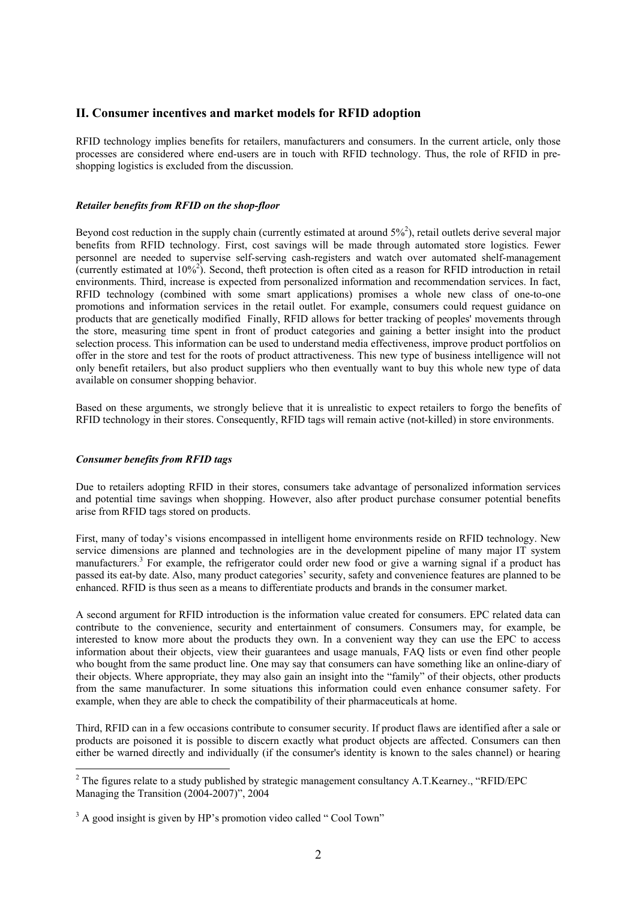## II. Consumer incentives and market models for RFID adoption

RFID technology implies benefits for retailers, manufacturers and consumers. In the current article, only those processes are considered where end-users are in touch with RFID technology. Thus, the role of RFID in pre-shopping logistics is excluded from the discussion.

### *Retailer benefits from RFID on the shop-floor*

Beyond cost reduction in the supply chain (currently estimated at around 5%[2]), retail outlets derive several major benefits from RFID technology. First, cost savings will be made through automated store logistics. Fewer personnel are needed to supervise self-serving cash-registers and watch over automated shelf-management (currently estimated at 10%[2]). Second, theft protection is often cited as a reason for RFID introduction in retail environments. Third, increase is expected from personalized information and recommendation services. In fact, RFID technology (combined with some smart applications) promises a whole new class of one-to-one promotions and information services in the retail outlet. For example, consumers could request guidance on products that are genetically modified  Finally, RFID allows for better tracking of peoples' movements through the store, measuring time spent in front of product categories and gaining a better insight into the product selection process. This information can be used to understand media effectiveness, improve product portfolios on offer in the store and test for the roots of product attractiveness. This new type of business intelligence will not only benefit retailers, but also product suppliers who then eventually want to buy this whole new type of data available on consumer shopping behavior.

Based on these arguments, we strongly believe that it is unrealistic to expect retailers to forgo the benefits of RFID technology in their stores. Consequently, RFID tags will remain active (not-killed) in store environments.

### *Consumer benefits from RFID tags*

Due to retailers adopting RFID in their stores, consumers take advantage of personalized information services and potential time savings when shopping. However, also after product purchase consumer potential benefits arise from RFID tags stored on products.

First, many of today's visions encompassed in intelligent home environments reside on RFID technology. New service dimensions are planned and technologies are in the development pipeline of many major IT system manufacturers.[3] For example, the refrigerator could order new food or give a warning signal if a product has passed its eat-by date. Also, many product categories' security, safety and convenience features are planned to be enhanced. RFID is thus seen as a means to differentiate products and brands in the consumer market.

A second argument for RFID introduction is the information value created for consumers. EPC related data can contribute to the convenience, security and entertainment of consumers. Consumers may, for example, be interested to know more about the products they own. In a convenient way they can use the EPC to access information about their objects, view their guarantees and usage manuals, FAQ lists or even find other people who bought from the same product line. One may say that consumers can have something like an online-diary of their objects. Where appropriate, they may also gain an insight into the "family" of their objects, other products from the same manufacturer. In some situations this information could even enhance consumer safety. For example, when they are able to check the compatibility of their pharmaceuticals at home.

Third, RFID can in a few occasions contribute to consumer security. If product flaws are identified after a sale or products are poisoned it is possible to discern exactly what product objects are affected. Consumers can then either be warned directly and individually (if the consumer's identity is known to the sales channel) or hearing

---

[2] The figures relate to a study published by strategic management consultancy A.T.Kearney., "RFID/EPC Managing the Transition (2004-2007)", 2004

[3] A good insight is given by HP's promotion video called " Cool Town"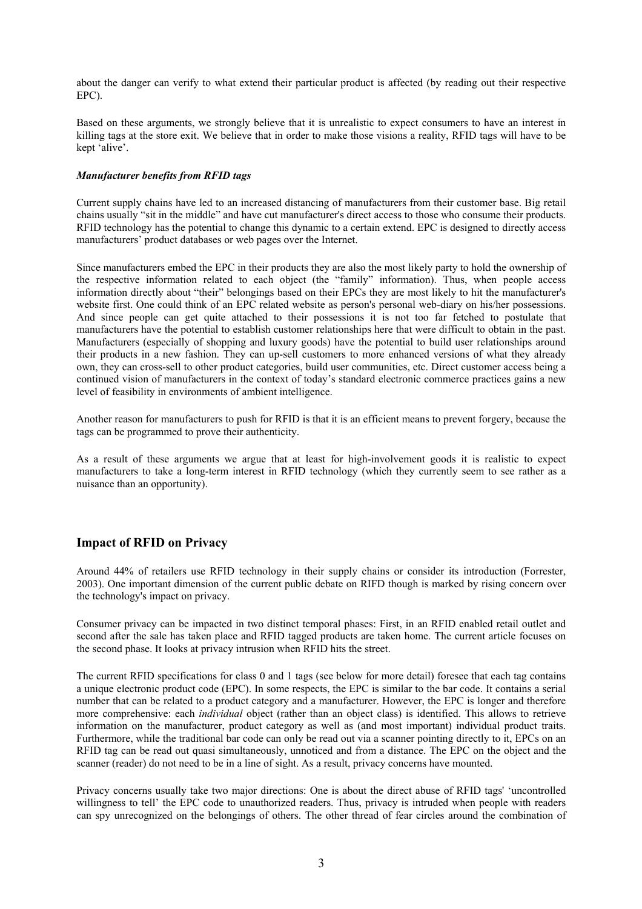about the danger can verify to what extend their particular product is affected (by reading out their respective EPC).

Based on these arguments, we strongly believe that it is unrealistic to expect consumers to have an interest in killing tags at the store exit. We believe that in order to make those visions a reality, RFID tags will have to be kept 'alive'.

***Manufacturer benefits from RFID tags***

Current supply chains have led to an increased distancing of manufacturers from their customer base. Big retail chains usually "sit in the middle" and have cut manufacturer's direct access to those who consume their products. RFID technology has the potential to change this dynamic to a certain extend. EPC is designed to directly access manufacturers' product databases or web pages over the Internet.

Since manufacturers embed the EPC in their products they are also the most likely party to hold the ownership of the respective information related to each object (the "family" information). Thus, when people access information directly about "their" belongings based on their EPCs they are most likely to hit the manufacturer's website first. One could think of an EPC related website as person's personal web-diary on his/her possessions. And since people can get quite attached to their possessions it is not too far fetched to postulate that manufacturers have the potential to establish customer relationships here that were difficult to obtain in the past. Manufacturers (especially of shopping and luxury goods) have the potential to build user relationships around their products in a new fashion. They can up-sell customers to more enhanced versions of what they already own, they can cross-sell to other product categories, build user communities, etc. Direct customer access being a continued vision of manufacturers in the context of today's standard electronic commerce practices gains a new level of feasibility in environments of ambient intelligence.

Another reason for manufacturers to push for RFID is that it is an efficient means to prevent forgery, because the tags can be programmed to prove their authenticity.

As a result of these arguments we argue that at least for high-involvement goods it is realistic to expect manufacturers to take a long-term interest in RFID technology (which they currently seem to see rather as a nuisance than an opportunity).

## Impact of RFID on Privacy

Around 44% of retailers use RFID technology in their supply chains or consider its introduction (Forrester, 2003). One important dimension of the current public debate on RIFD though is marked by rising concern over the technology's impact on privacy.

Consumer privacy can be impacted in two distinct temporal phases: First, in an RFID enabled retail outlet and second after the sale has taken place and RFID tagged products are taken home. The current article focuses on the second phase. It looks at privacy intrusion when RFID hits the street.

The current RFID specifications for class 0 and 1 tags (see below for more detail) foresee that each tag contains a unique electronic product code (EPC). In some respects, the EPC is similar to the bar code. It contains a serial number that can be related to a product category and a manufacturer. However, the EPC is longer and therefore more comprehensive: each *individual* object (rather than an object class) is identified. This allows to retrieve information on the manufacturer, product category as well as (and most important) individual product traits. Furthermore, while the traditional bar code can only be read out via a scanner pointing directly to it, EPCs on an RFID tag can be read out quasi simultaneously, unnoticed and from a distance. The EPC on the object and the scanner (reader) do not need to be in a line of sight. As a result, privacy concerns have mounted.

Privacy concerns usually take two major directions: One is about the direct abuse of RFID tags' 'uncontrolled willingness to tell' the EPC code to unauthorized readers. Thus, privacy is intruded when people with readers can spy unrecognized on the belongings of others. The other thread of fear circles around the combination of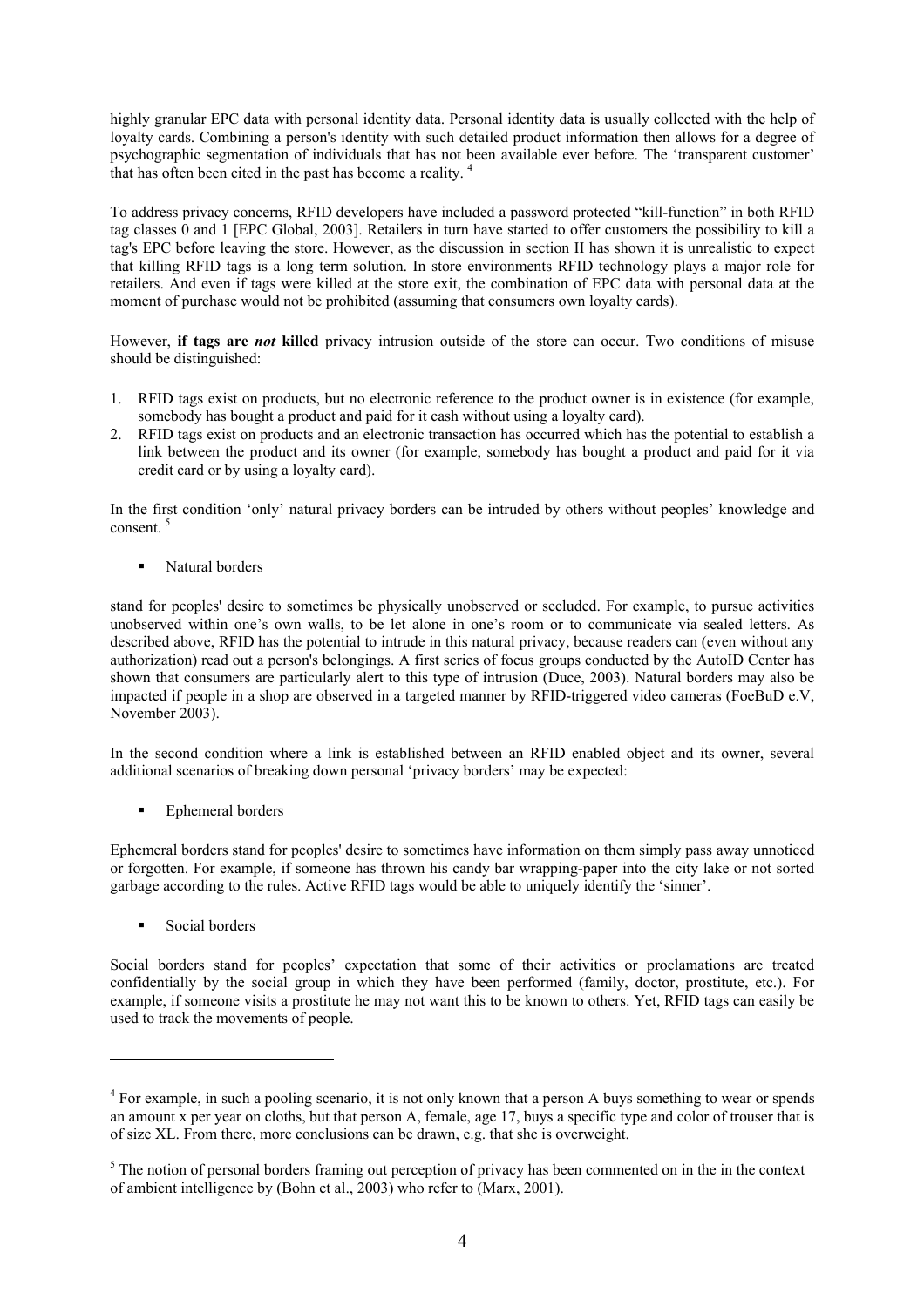highly granular EPC data with personal identity data. Personal identity data is usually collected with the help of loyalty cards. Combining a person's identity with such detailed product information then allows for a degree of psychographic segmentation of individuals that has not been available ever before. The 'transparent customer' that has often been cited in the past has become a reality. [4]

To address privacy concerns, RFID developers have included a password protected "kill-function" in both RFID tag classes 0 and 1 [EPC Global, 2003]. Retailers in turn have started to offer customers the possibility to kill a tag's EPC before leaving the store. However, as the discussion in section II has shown it is unrealistic to expect that killing RFID tags is a long term solution. In store environments RFID technology plays a major role for retailers. And even if tags were killed at the store exit, the combination of EPC data with personal data at the moment of purchase would not be prohibited (assuming that consumers own loyalty cards).

However, **if tags are *not* killed** privacy intrusion outside of the store can occur. Two conditions of misuse should be distinguished:

1. RFID tags exist on products, but no electronic reference to the product owner is in existence (for example, somebody has bought a product and paid for it cash without using a loyalty card).
2. RFID tags exist on products and an electronic transaction has occurred which has the potential to establish a link between the product and its owner (for example, somebody has bought a product and paid for it via credit card or by using a loyalty card).

In the first condition 'only' natural privacy borders can be intruded by others without peoples' knowledge and consent. [5]

- Natural borders

stand for peoples' desire to sometimes be physically unobserved or secluded. For example, to pursue activities unobserved within one's own walls, to be let alone in one's room or to communicate via sealed letters. As described above, RFID has the potential to intrude in this natural privacy, because readers can (even without any authorization) read out a person's belongings. A first series of focus groups conducted by the AutoID Center has shown that consumers are particularly alert to this type of intrusion (Duce, 2003). Natural borders may also be impacted if people in a shop are observed in a targeted manner by RFID-triggered video cameras (FoeBuD e.V, November 2003).

In the second condition where a link is established between an RFID enabled object and its owner, several additional scenarios of breaking down personal 'privacy borders' may be expected:

- Ephemeral borders

Ephemeral borders stand for peoples' desire to sometimes have information on them simply pass away unnoticed or forgotten. For example, if someone has thrown his candy bar wrapping-paper into the city lake or not sorted garbage according to the rules. Active RFID tags would be able to uniquely identify the 'sinner'.

- Social borders

Social borders stand for peoples' expectation that some of their activities or proclamations are treated confidentially by the social group in which they have been performed (family, doctor, prostitute, etc.). For example, if someone visits a prostitute he may not want this to be known to others. Yet, RFID tags can easily be used to track the movements of people.

---

[4] For example, in such a pooling scenario, it is not only known that a person A buys something to wear or spends an amount x per year on cloths, but that person A, female, age 17, buys a specific type and color of trouser that is of size XL. From there, more conclusions can be drawn, e.g. that she is overweight.

[5] The notion of personal borders framing out perception of privacy has been commented on in the in the context of ambient intelligence by (Bohn et al., 2003) who refer to (Marx, 2001).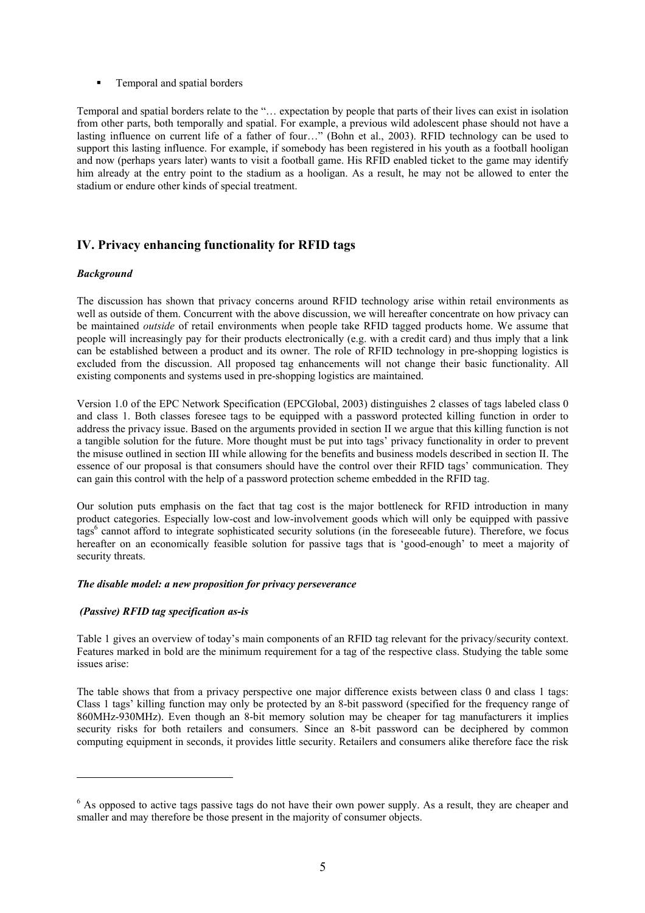- Temporal and spatial borders

Temporal and spatial borders relate to the "… expectation by people that parts of their lives can exist in isolation from other parts, both temporally and spatial. For example, a previous wild adolescent phase should not have a lasting influence on current life of a father of four…" (Bohn et al., 2003). RFID technology can be used to support this lasting influence. For example, if somebody has been registered in his youth as a football hooligan and now (perhaps years later) wants to visit a football game. His RFID enabled ticket to the game may identify him already at the entry point to the stadium as a hooligan. As a result, he may not be allowed to enter the stadium or endure other kinds of special treatment.

## IV. Privacy enhancing functionality for RFID tags

### *Background*

The discussion has shown that privacy concerns around RFID technology arise within retail environments as well as outside of them. Concurrent with the above discussion, we will hereafter concentrate on how privacy can be maintained *outside* of retail environments when people take RFID tagged products home. We assume that people will increasingly pay for their products electronically (e.g. with a credit card) and thus imply that a link can be established between a product and its owner. The role of RFID technology in pre-shopping logistics is excluded from the discussion. All proposed tag enhancements will not change their basic functionality. All existing components and systems used in pre-shopping logistics are maintained.

Version 1.0 of the EPC Network Specification (EPCGlobal, 2003) distinguishes 2 classes of tags labeled class 0 and class 1. Both classes foresee tags to be equipped with a password protected killing function in order to address the privacy issue. Based on the arguments provided in section II we argue that this killing function is not a tangible solution for the future. More thought must be put into tags' privacy functionality in order to prevent the misuse outlined in section III while allowing for the benefits and business models described in section II. The essence of our proposal is that consumers should have the control over their RFID tags' communication. They can gain this control with the help of a password protection scheme embedded in the RFID tag.

Our solution puts emphasis on the fact that tag cost is the major bottleneck for RFID introduction in many product categories. Especially low-cost and low-involvement goods which will only be equipped with passive tags[6] cannot afford to integrate sophisticated security solutions (in the foreseeable future). Therefore, we focus hereafter on an economically feasible solution for passive tags that is 'good-enough' to meet a majority of security threats.

#### *The disable model: a new proposition for privacy perseverance*

#### *(Passive) RFID tag specification as-is*

Table 1 gives an overview of today's main components of an RFID tag relevant for the privacy/security context. Features marked in bold are the minimum requirement for a tag of the respective class. Studying the table some issues arise:

The table shows that from a privacy perspective one major difference exists between class 0 and class 1 tags: Class 1 tags' killing function may only be protected by an 8-bit password (specified for the frequency range of 860MHz-930MHz). Even though an 8-bit memory solution may be cheaper for tag manufacturers it implies security risks for both retailers and consumers. Since an 8-bit password can be deciphered by common computing equipment in seconds, it provides little security. Retailers and consumers alike therefore face the risk

[6] As opposed to active tags passive tags do not have their own power supply. As a result, they are cheaper and smaller and may therefore be those present in the majority of consumer objects.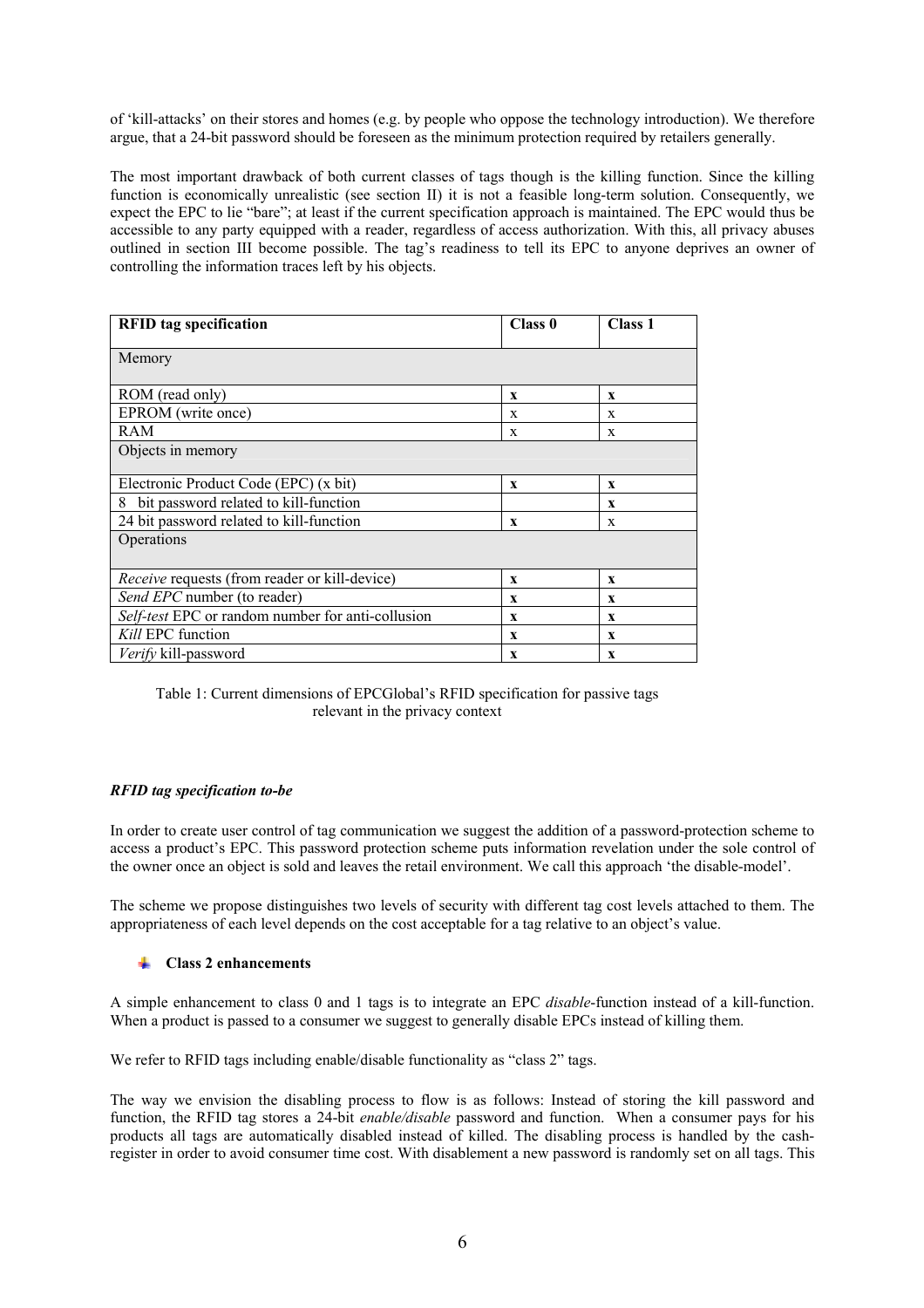of 'kill-attacks' on their stores and homes (e.g. by people who oppose the technology introduction). We therefore argue, that a 24-bit password should be foreseen as the minimum protection required by retailers generally.

The most important drawback of both current classes of tags though is the killing function. Since the killing function is economically unrealistic (see section II) it is not a feasible long-term solution. Consequently, we expect the EPC to lie "bare"; at least if the current specification approach is maintained. The EPC would thus be accessible to any party equipped with a reader, regardless of access authorization. With this, all privacy abuses outlined in section III become possible. The tag's readiness to tell its EPC to anyone deprives an owner of controlling the information traces left by his objects.

| **RFID tag specification** | **Class 0** | **Class 1** |
|---|---|---|
| Memory | | |
| ROM (read only) | **x** | **x** |
| EPROM (write once) | x | x |
| RAM | x | x |
| Objects in memory | | |
| Electronic Product Code (EPC) (x bit) | **x** | **x** |
| 8 bit password related to kill-function | | **x** |
| 24 bit password related to kill-function | **x** | x |
| Operations | | |
| *Receive* requests (from reader or kill-device) | **x** | **x** |
| *Send EPC* number (to reader) | **x** | **x** |
| *Self-test* EPC or random number for anti-collusion | **x** | **x** |
| *Kill* EPC function | **x** | **x** |
| *Verify* kill-password | **x** | **x** |

Table 1: Current dimensions of EPCGlobal's RFID specification for passive tags relevant in the privacy context

***RFID tag specification to-be***

In order to create user control of tag communication we suggest the addition of a password-protection scheme to access a product's EPC. This password protection scheme puts information revelation under the sole control of the owner once an object is sold and leaves the retail environment. We call this approach 'the disable-model'.

The scheme we propose distinguishes two levels of security with different tag cost levels attached to them. The appropriateness of each level depends on the cost acceptable for a tag relative to an object's value.

- **Class 2 enhancements**

A simple enhancement to class 0 and 1 tags is to integrate an EPC *disable*-function instead of a kill-function. When a product is passed to a consumer we suggest to generally disable EPCs instead of killing them.

We refer to RFID tags including enable/disable functionality as "class 2" tags.

The way we envision the disabling process to flow is as follows: Instead of storing the kill password and function, the RFID tag stores a 24-bit *enable/disable* password and function. When a consumer pays for his products all tags are automatically disabled instead of killed. The disabling process is handled by the cash-register in order to avoid consumer time cost. With disablement a new password is randomly set on all tags. This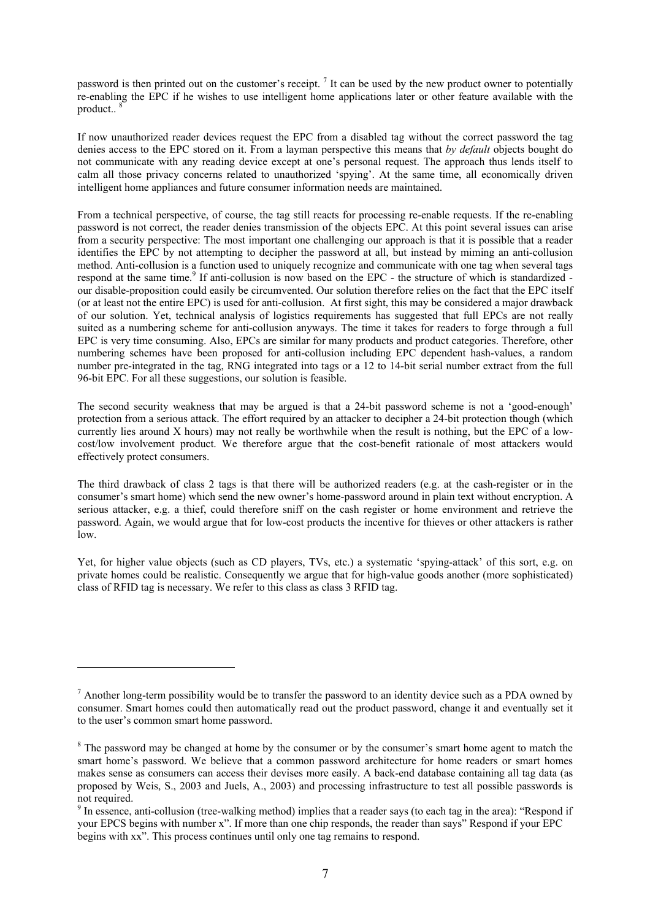password is then printed out on the customer's receipt. [7] It can be used by the new product owner to potentially re-enabling the EPC if he wishes to use intelligent home applications later or other feature available with the product.. [8]

If now unauthorized reader devices request the EPC from a disabled tag without the correct password the tag denies access to the EPC stored on it. From a layman perspective this means that *by default* objects bought do not communicate with any reading device except at one's personal request. The approach thus lends itself to calm all those privacy concerns related to unauthorized 'spying'. At the same time, all economically driven intelligent home appliances and future consumer information needs are maintained.

From a technical perspective, of course, the tag still reacts for processing re-enable requests. If the re-enabling password is not correct, the reader denies transmission of the objects EPC. At this point several issues can arise from a security perspective: The most important one challenging our approach is that it is possible that a reader identifies the EPC by not attempting to decipher the password at all, but instead by miming an anti-collusion method. Anti-collusion is a function used to uniquely recognize and communicate with one tag when several tags respond at the same time.[9] If anti-collusion is now based on the EPC - the structure of which is standardized - our disable-proposition could easily be circumvented. Our solution therefore relies on the fact that the EPC itself (or at least not the entire EPC) is used for anti-collusion. At first sight, this may be considered a major drawback of our solution. Yet, technical analysis of logistics requirements has suggested that full EPCs are not really suited as a numbering scheme for anti-collusion anyways. The time it takes for readers to forge through a full EPC is very time consuming. Also, EPCs are similar for many products and product categories. Therefore, other numbering schemes have been proposed for anti-collusion including EPC dependent hash-values, a random number pre-integrated in the tag, RNG integrated into tags or a 12 to 14-bit serial number extract from the full 96-bit EPC. For all these suggestions, our solution is feasible.

The second security weakness that may be argued is that a 24-bit password scheme is not a 'good-enough' protection from a serious attack. The effort required by an attacker to decipher a 24-bit protection though (which currently lies around X hours) may not really be worthwhile when the result is nothing, but the EPC of a low-cost/low involvement product. We therefore argue that the cost-benefit rationale of most attackers would effectively protect consumers.

The third drawback of class 2 tags is that there will be authorized readers (e.g. at the cash-register or in the consumer's smart home) which send the new owner's home-password around in plain text without encryption. A serious attacker, e.g. a thief, could therefore sniff on the cash register or home environment and retrieve the password. Again, we would argue that for low-cost products the incentive for thieves or other attackers is rather low.

Yet, for higher value objects (such as CD players, TVs, etc.) a systematic 'spying-attack' of this sort, e.g. on private homes could be realistic. Consequently we argue that for high-value goods another (more sophisticated) class of RFID tag is necessary. We refer to this class as class 3 RFID tag.

---

[7] Another long-term possibility would be to transfer the password to an identity device such as a PDA owned by consumer. Smart homes could then automatically read out the product password, change it and eventually set it to the user's common smart home password.

[8] The password may be changed at home by the consumer or by the consumer's smart home agent to match the smart home's password. We believe that a common password architecture for home readers or smart homes makes sense as consumers can access their devises more easily. A back-end database containing all tag data (as proposed by Weis, S., 2003 and Juels, A., 2003) and processing infrastructure to test all possible passwords is not required.

[9] In essence, anti-collusion (tree-walking method) implies that a reader says (to each tag in the area): "Respond if your EPCS begins with number x". If more than one chip responds, the reader than says" Respond if your EPC begins with xx". This process continues until only one tag remains to respond.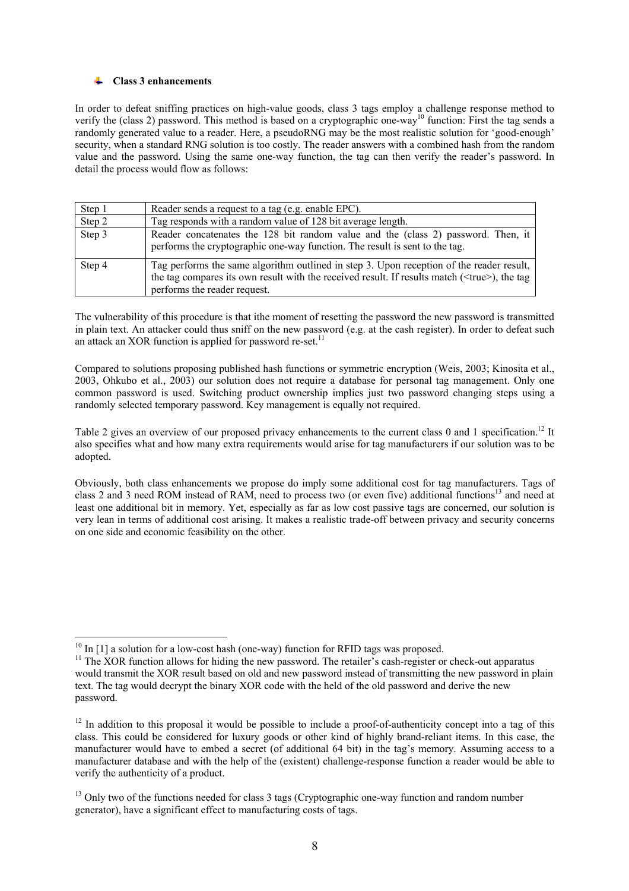#### Class 3 enhancements

In order to defeat sniffing practices on high-value goods, class 3 tags employ a challenge response method to verify the (class 2) password. This method is based on a cryptographic one-way[10] function: First the tag sends a randomly generated value to a reader. Here, a pseudoRNG may be the most realistic solution for 'good-enough' security, when a standard RNG solution is too costly. The reader answers with a combined hash from the random value and the password. Using the same one-way function, the tag can then verify the reader's password. In detail the process would flow as follows:

| Step 1 | Reader sends a request to a tag (e.g. enable EPC). |
|---|---|
| Step 2 | Tag responds with a random value of 128 bit average length. |
| Step 3 | Reader concatenates the 128 bit random value and the (class 2) password. Then, it performs the cryptographic one-way function. The result is sent to the tag. |
| Step 4 | Tag performs the same algorithm outlined in step 3. Upon reception of the reader result, the tag compares its own result with the received result. If results match (<true>), the tag performs the reader request. |

The vulnerability of this procedure is that ithe moment of resetting the password the new password is transmitted in plain text. An attacker could thus sniff on the new password (e.g. at the cash register). In order to defeat such an attack an XOR function is applied for password re-set.[11]

Compared to solutions proposing published hash functions or symmetric encryption (Weis, 2003; Kinosita et al., 2003, Ohkubo et al., 2003) our solution does not require a database for personal tag management. Only one common password is used. Switching product ownership implies just two password changing steps using a randomly selected temporary password. Key management is equally not required.

Table 2 gives an overview of our proposed privacy enhancements to the current class 0 and 1 specification.[12] It also specifies what and how many extra requirements would arise for tag manufacturers if our solution was to be adopted.

Obviously, both class enhancements we propose do imply some additional cost for tag manufacturers. Tags of class 2 and 3 need ROM instead of RAM, need to process two (or even five) additional functions[13] and need at least one additional bit in memory. Yet, especially as far as low cost passive tags are concerned, our solution is very lean in terms of additional cost arising. It makes a realistic trade-off between privacy and security concerns on one side and economic feasibility on the other.

---

[10] In [1] a solution for a low-cost hash (one-way) function for RFID tags was proposed.

[11] The XOR function allows for hiding the new password. The retailer's cash-register or check-out apparatus would transmit the XOR result based on old and new password instead of transmitting the new password in plain text. The tag would decrypt the binary XOR code with the held of the old password and derive the new password.

[12] In addition to this proposal it would be possible to include a proof-of-authenticity concept into a tag of this class. This could be considered for luxury goods or other kind of highly brand-reliant items. In this case, the manufacturer would have to embed a secret (of additional 64 bit) in the tag's memory. Assuming access to a manufacturer database and with the help of the (existent) challenge-response function a reader would be able to verify the authenticity of a product.

[13] Only two of the functions needed for class 3 tags (Cryptographic one-way function and random number generator), have a significant effect to manufacturing costs of tags.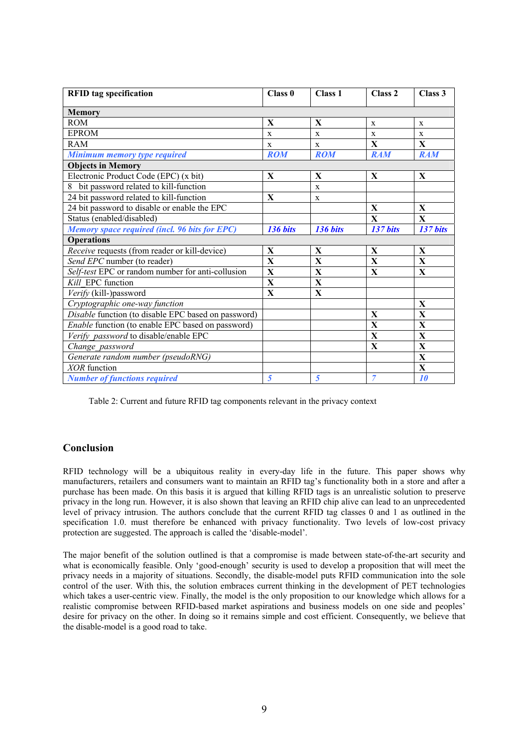| **RFID tag specification** | **Class 0** | **Class 1** | **Class 2** | **Class 3** |
|---|---|---|---|---|
| **Memory** | | | | |
| ROM | **X** | **X** | x | x |
| EPROM | x | x | x | x |
| RAM | x | x | **X** | **X** |
| ***Minimum memory type required*** | ***ROM*** | ***ROM*** | ***RAM*** | ***RAM*** |
| **Objects in Memory** | | | | |
| Electronic Product Code (EPC) (x bit) | **X** | **X** | **X** | **X** |
| 8 bit password related to kill-function | | x | | |
| 24 bit password related to kill-function | **X** | x | | |
| 24 bit password to disable or enable the EPC | | | **X** | **X** |
| Status (enabled/disabled) | | | **X** | **X** |
| ***Memory space required (incl. 96 bits for EPC)*** | ***136 bits*** | ***136 bits*** | ***137 bits*** | ***137 bits*** |
| **Operations** | | | | |
| *Receive* requests (from reader or kill-device) | **X** | **X** | **X** | **X** |
| *Send EPC* number (to reader) | **X** | **X** | **X** | **X** |
| *Self-test* EPC or random number for anti-collusion | **X** | **X** | **X** | **X** |
| *Kill*_EPC function | **X** | **X** | | |
| *Verify* (kill-)password | **X** | **X** | | |
| *Cryptographic one-way function* | | | | **X** |
| *Disable* function (to disable EPC based on password) | | | **X** | **X** |
| *Enable* function (to enable EPC based on password) | | | **X** | **X** |
| *Verify_password* to disable/enable EPC | | | **X** | **X** |
| *Change_password* | | | **X** | **X** |
| *Generate random number (pseudoRNG)* | | | | **X** |
| *XOR* function | | | | **X** |
| ***Number of functions required*** | *5* | *5* | *7* | ***10*** |

Table 2: Current and future RFID tag components relevant in the privacy context

## Conclusion

RFID technology will be a ubiquitous reality in every-day life in the future. This paper shows why manufacturers, retailers and consumers want to maintain an RFID tag's functionality both in a store and after a purchase has been made. On this basis it is argued that killing RFID tags is an unrealistic solution to preserve privacy in the long run. However, it is also shown that leaving an RFID chip alive can lead to an unprecedented level of privacy intrusion. The authors conclude that the current RFID tag classes 0 and 1 as outlined in the specification 1.0. must therefore be enhanced with privacy functionality. Two levels of low-cost privacy protection are suggested. The approach is called the 'disable-model'.

The major benefit of the solution outlined is that a compromise is made between state-of-the-art security and what is economically feasible. Only 'good-enough' security is used to develop a proposition that will meet the privacy needs in a majority of situations. Secondly, the disable-model puts RFID communication into the sole control of the user. With this, the solution embraces current thinking in the development of PET technologies which takes a user-centric view. Finally, the model is the only proposition to our knowledge which allows for a realistic compromise between RFID-based market aspirations and business models on one side and peoples' desire for privacy on the other. In doing so it remains simple and cost efficient. Consequently, we believe that the disable-model is a good road to take.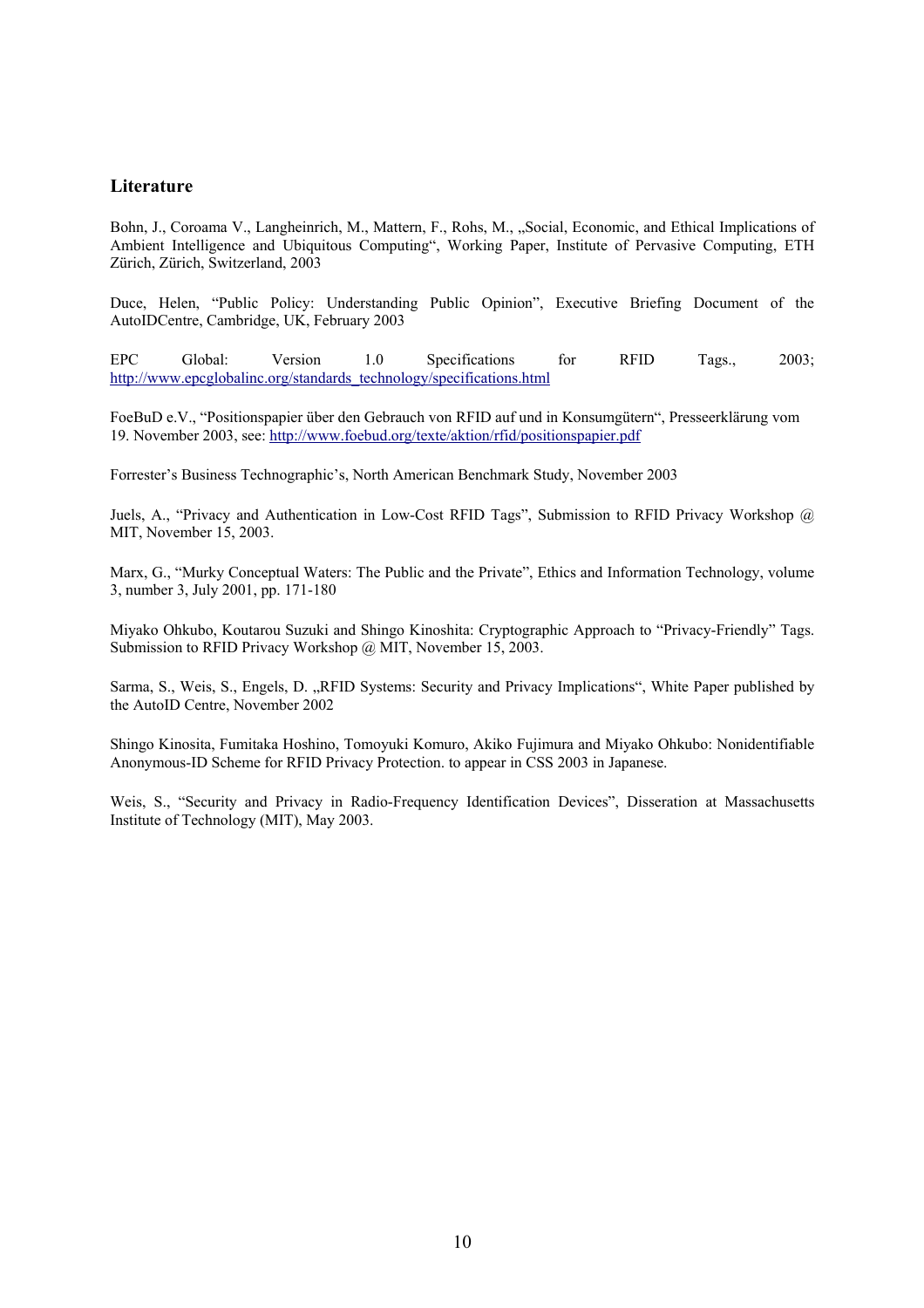## Literature

Bohn, J., Coroama V., Langheinrich, M., Mattern, F., Rohs, M., „Social, Economic, and Ethical Implications of Ambient Intelligence and Ubiquitous Computing", Working Paper, Institute of Pervasive Computing, ETH Zürich, Zürich, Switzerland, 2003

Duce, Helen, "Public Policy: Understanding Public Opinion", Executive Briefing Document of the AutoIDCentre, Cambridge, UK, February 2003

EPC Global: Version 1.0 Specifications for RFID Tags., 2003; http://www.epcglobalinc.org/standards_technology/specifications.html

FoeBuD e.V., "Positionspapier über den Gebrauch von RFID auf und in Konsumgütern", Presseerklärung vom 19. November 2003, see: http://www.foebud.org/texte/aktion/rfid/positionspapier.pdf

Forrester's Business Technographic's, North American Benchmark Study, November 2003

Juels, A., "Privacy and Authentication in Low-Cost RFID Tags", Submission to RFID Privacy Workshop @ MIT, November 15, 2003.

Marx, G., "Murky Conceptual Waters: The Public and the Private", Ethics and Information Technology, volume 3, number 3, July 2001, pp. 171-180

Miyako Ohkubo, Koutarou Suzuki and Shingo Kinoshita: Cryptographic Approach to "Privacy-Friendly" Tags. Submission to RFID Privacy Workshop @ MIT, November 15, 2003.

Sarma, S., Weis, S., Engels, D. „RFID Systems: Security and Privacy Implications", White Paper published by the AutoID Centre, November 2002

Shingo Kinosita, Fumitaka Hoshino, Tomoyuki Komuro, Akiko Fujimura and Miyako Ohkubo: Nonidentifiable Anonymous-ID Scheme for RFID Privacy Protection. to appear in CSS 2003 in Japanese.

Weis, S., "Security and Privacy in Radio-Frequency Identification Devices", Disseration at Massachusetts Institute of Technology (MIT), May 2003.